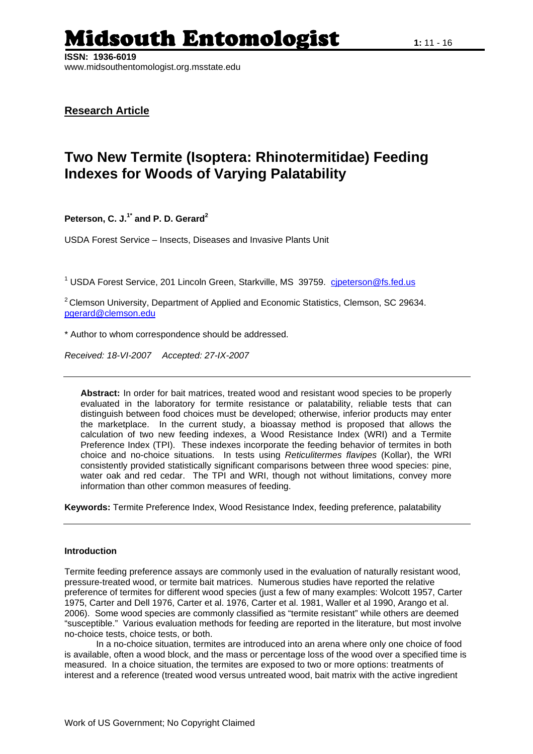# Midsouth Entomologist

**ISSN: 1936-6019**
www.midsouthentomologist.org.msstate.edu

**Research Article**

## Two New Termite (Isoptera: Rhinotermitidae) Feeding Indexes for Woods of Varying Palatability

**Peterson, C. J.[1*] and P. D. Gerard[2]**

USDA Forest Service – Insects, Diseases and Invasive Plants Unit

[1] USDA Forest Service, 201 Lincoln Green, Starkville, MS 39759. cjpeterson@fs.fed.us

[2] Clemson University, Department of Applied and Economic Statistics, Clemson, SC 29634. pgerard@clemson.edu

* Author to whom correspondence should be addressed.

*Received: 18-VI-2007 Accepted: 27-IX-2007*

**Abstract:** In order for bait matrices, treated wood and resistant wood species to be properly evaluated in the laboratory for termite resistance or palatability, reliable tests that can distinguish between food choices must be developed; otherwise, inferior products may enter the marketplace. In the current study, a bioassay method is proposed that allows the calculation of two new feeding indexes, a Wood Resistance Index (WRI) and a Termite Preference Index (TPI). These indexes incorporate the feeding behavior of termites in both choice and no-choice situations. In tests using *Reticulitermes flavipes* (Kollar), the WRI consistently provided statistically significant comparisons between three wood species: pine, water oak and red cedar. The TPI and WRI, though not without limitations, convey more information than other common measures of feeding.

**Keywords:** Termite Preference Index, Wood Resistance Index, feeding preference, palatability

### Introduction

Termite feeding preference assays are commonly used in the evaluation of naturally resistant wood, pressure-treated wood, or termite bait matrices. Numerous studies have reported the relative preference of termites for different wood species (just a few of many examples: Wolcott 1957, Carter 1975, Carter and Dell 1976, Carter et al. 1976, Carter et al. 1981, Waller et al 1990, Arango et al. 2006). Some wood species are commonly classified as "termite resistant" while others are deemed "susceptible." Various evaluation methods for feeding are reported in the literature, but most involve no-choice tests, choice tests, or both.

In a no-choice situation, termites are introduced into an arena where only one choice of food is available, often a wood block, and the mass or percentage loss of the wood over a specified time is measured. In a choice situation, the termites are exposed to two or more options: treatments of interest and a reference (treated wood versus untreated wood, bait matrix with the active ingredient

Work of US Government; No Copyright Claimed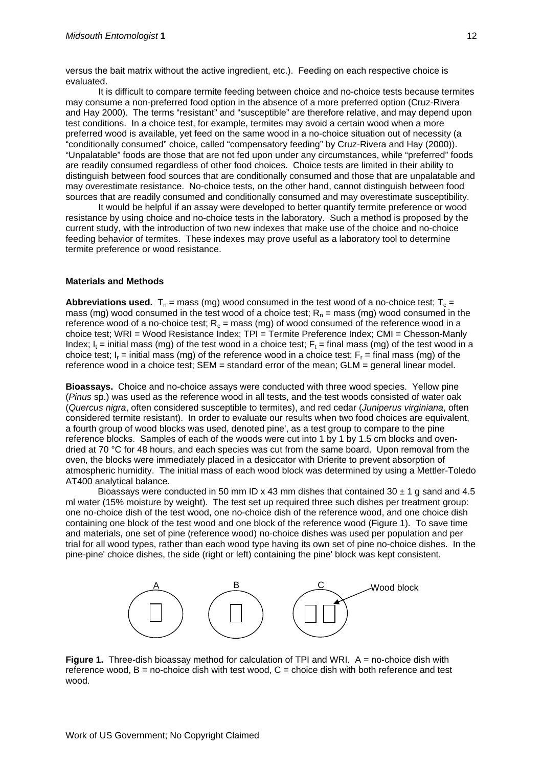versus the bait matrix without the active ingredient, etc.). Feeding on each respective choice is evaluated.

It is difficult to compare termite feeding between choice and no-choice tests because termites may consume a non-preferred food option in the absence of a more preferred option (Cruz-Rivera and Hay 2000). The terms "resistant" and "susceptible" are therefore relative, and may depend upon test conditions. In a choice test, for example, termites may avoid a certain wood when a more preferred wood is available, yet feed on the same wood in a no-choice situation out of necessity (a "conditionally consumed" choice, called "compensatory feeding" by Cruz-Rivera and Hay (2000)). "Unpalatable" foods are those that are not fed upon under any circumstances, while "preferred" foods are readily consumed regardless of other food choices. Choice tests are limited in their ability to distinguish between food sources that are conditionally consumed and those that are unpalatable and may overestimate resistance. No-choice tests, on the other hand, cannot distinguish between food sources that are readily consumed and conditionally consumed and may overestimate susceptibility.

It would be helpful if an assay were developed to better quantify termite preference or wood resistance by using choice and no-choice tests in the laboratory. Such a method is proposed by the current study, with the introduction of two new indexes that make use of the choice and no-choice feeding behavior of termites. These indexes may prove useful as a laboratory tool to determine termite preference or wood resistance.

## Materials and Methods

**Abbreviations used.** $T_n$ = mass (mg) wood consumed in the test wood of a no-choice test; $T_c$ = mass (mg) wood consumed in the test wood of a choice test; $R_n$ = mass (mg) wood consumed in the reference wood of a no-choice test; $R_c$ = mass (mg) of wood consumed of the reference wood in a choice test; WRI = Wood Resistance Index; TPI = Termite Preference Index; CMI = Chesson-Manly Index; $I_t$ = initial mass (mg) of the test wood in a choice test; $F_t$ = final mass (mg) of the test wood in a choice test; $I_r$ = initial mass (mg) of the reference wood in a choice test; $F_r$ = final mass (mg) of the reference wood in a choice test; SEM = standard error of the mean; GLM = general linear model.

**Bioassays.** Choice and no-choice assays were conducted with three wood species. Yellow pine (*Pinus* sp.) was used as the reference wood in all tests, and the test woods consisted of water oak (*Quercus nigra*, often considered susceptible to termites), and red cedar (*Juniperus virginiana*, often considered termite resistant). In order to evaluate our results when two food choices are equivalent, a fourth group of wood blocks was used, denoted pine', as a test group to compare to the pine reference blocks. Samples of each of the woods were cut into 1 by 1 by 1.5 cm blocks and oven-dried at 70 °C for 48 hours, and each species was cut from the same board. Upon removal from the oven, the blocks were immediately placed in a desiccator with Drierite to prevent absorption of atmospheric humidity. The initial mass of each wood block was determined by using a Mettler-Toledo AT400 analytical balance.

Bioassays were conducted in 50 mm ID x 43 mm dishes that contained 30 ± 1 g sand and 4.5 ml water (15% moisture by weight). The test set up required three such dishes per treatment group: one no-choice dish of the test wood, one no-choice dish of the reference wood, and one choice dish containing one block of the test wood and one block of the reference wood (Figure 1). To save time and materials, one set of pine (reference wood) no-choice dishes was used per population and per trial for all wood types, rather than each wood type having its own set of pine no-choice dishes. In the pine-pine' choice dishes, the side (right or left) containing the pine' block was kept consistent.

**Figure 1.** Three-dish bioassay method for calculation of TPI and WRI. A = no-choice dish with reference wood, B = no-choice dish with test wood, C = choice dish with both reference and test wood.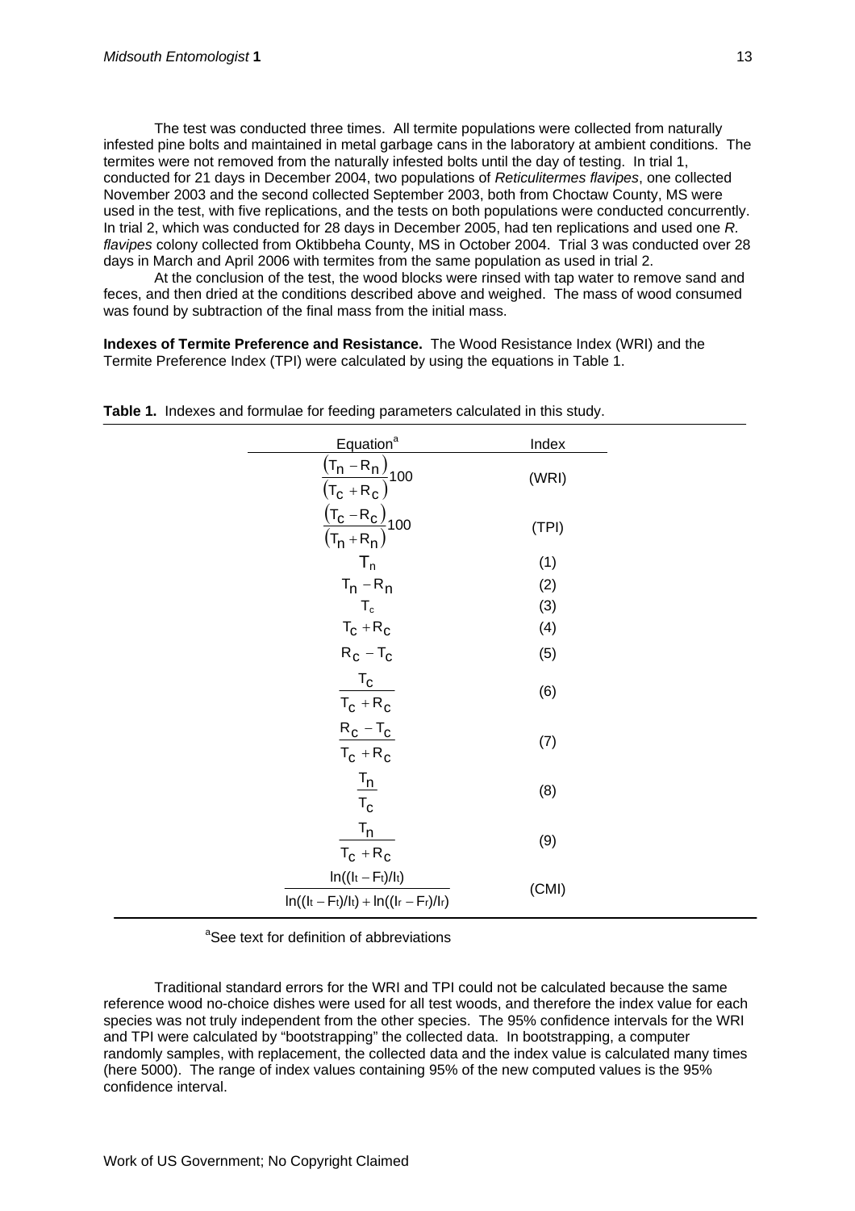The test was conducted three times. All termite populations were collected from naturally infested pine bolts and maintained in metal garbage cans in the laboratory at ambient conditions. The termites were not removed from the naturally infested bolts until the day of testing. In trial 1, conducted for 21 days in December 2004, two populations of *Reticulitermes flavipes*, one collected November 2003 and the second collected September 2003, both from Choctaw County, MS were used in the test, with five replications, and the tests on both populations were conducted concurrently. In trial 2, which was conducted for 28 days in December 2005, had ten replications and used one *R. flavipes* colony collected from Oktibbeha County, MS in October 2004. Trial 3 was conducted over 28 days in March and April 2006 with termites from the same population as used in trial 2.

At the conclusion of the test, the wood blocks were rinsed with tap water to remove sand and feces, and then dried at the conditions described above and weighed. The mass of wood consumed was found by subtraction of the final mass from the initial mass.

**Indexes of Termite Preference and Resistance.** The Wood Resistance Index (WRI) and the Termite Preference Index (TPI) were calculated by using the equations in Table 1.

**Table 1.** Indexes and formulae for feeding parameters calculated in this study.

| Equation[a] | Index |
|---|---|
| $\frac{(T_n - R_n)}{(T_c + R_c)}100$ | (WRI) |
| $\frac{(T_c - R_c)}{(T_n + R_n)}100$ | (TPI) |
| $T_n$ | (1) |
| $T_n - R_n$ | (2) |
| $T_c$ | (3) |
| $T_c + R_c$ | (4) |
| $R_c - T_c$ | (5) |
| $\frac{T_c}{T_c + R_c}$ | (6) |
| $\frac{R_c - T_c}{T_c + R_c}$ | (7) |
| $\frac{T_n}{T_c}$ | (8) |
| $\frac{T_n}{T_c + R_c}$ | (9) |
| $\frac{\ln((I_t - F_t)/I_t)}{\ln((I_t - F_t)/I_t) + \ln((I_r - F_r)/I_r)}$ | (CMI) |

[a]See text for definition of abbreviations

Traditional standard errors for the WRI and TPI could not be calculated because the same reference wood no-choice dishes were used for all test woods, and therefore the index value for each species was not truly independent from the other species. The 95% confidence intervals for the WRI and TPI were calculated by "bootstrapping" the collected data. In bootstrapping, a computer randomly samples, with replacement, the collected data and the index value is calculated many times (here 5000). The range of index values containing 95% of the new computed values is the 95% confidence interval.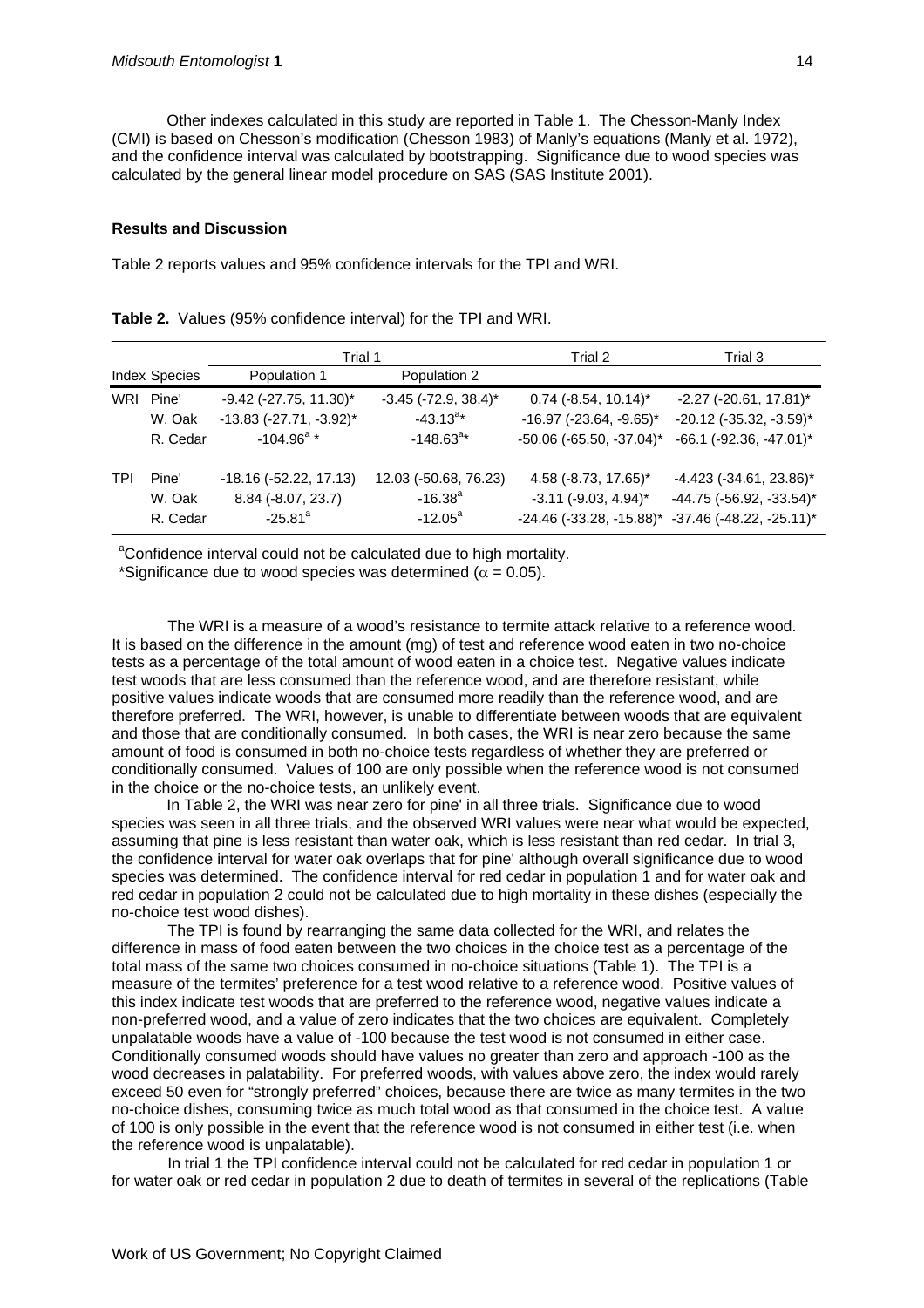Other indexes calculated in this study are reported in Table 1. The Chesson-Manly Index (CMI) is based on Chesson's modification (Chesson 1983) of Manly's equations (Manly et al. 1972), and the confidence interval was calculated by bootstrapping. Significance due to wood species was calculated by the general linear model procedure on SAS (SAS Institute 2001).

**Results and Discussion**

Table 2 reports values and 95% confidence intervals for the TPI and WRI.

**Table 2.** Values (95% confidence interval) for the TPI and WRI.

| | | Trial 1 | | Trial 2 | Trial 3 |
|---|---|---|---|---|---|
| Index | Species | Population 1 | Population 2 | | |
| WRI | Pine' | -9.42 (-27.75, 11.30)* | -3.45 (-72.9, 38.4)* | 0.74 (-8.54, 10.14)* | -2.27 (-20.61, 17.81)* |
| | W. Oak | -13.83 (-27.71, -3.92)* | -43.13[a]* | -16.97 (-23.64, -9.65)* | -20.12 (-35.32, -3.59)* |
| | R. Cedar | -104.96[a] * | -148.63[a]* | -50.06 (-65.50, -37.04)* | -66.1 (-92.36, -47.01)* |
| TPI | Pine' | -18.16 (-52.22, 17.13) | 12.03 (-50.68, 76.23) | 4.58 (-8.73, 17.65)* | -4.423 (-34.61, 23.86)* |
| | W. Oak | 8.84 (-8.07, 23.7) | -16.38[a] | -3.11 (-9.03, 4.94)* | -44.75 (-56.92, -33.54)* |
| | R. Cedar | -25.81[a] | -12.05[a] | -24.46 (-33.28, -15.88)* | -37.46 (-48.22, -25.11)* |

[a]Confidence interval could not be calculated due to high mortality.
*Significance due to wood species was determined ($\alpha = 0.05$).

The WRI is a measure of a wood's resistance to termite attack relative to a reference wood. It is based on the difference in the amount (mg) of test and reference wood eaten in two no-choice tests as a percentage of the total amount of wood eaten in a choice test. Negative values indicate test woods that are less consumed than the reference wood, and are therefore resistant, while positive values indicate woods that are consumed more readily than the reference wood, and are therefore preferred. The WRI, however, is unable to differentiate between woods that are equivalent and those that are conditionally consumed. In both cases, the WRI is near zero because the same amount of food is consumed in both no-choice tests regardless of whether they are preferred or conditionally consumed. Values of 100 are only possible when the reference wood is not consumed in the choice or the no-choice tests, an unlikely event.

In Table 2, the WRI was near zero for pine' in all three trials. Significance due to wood species was seen in all three trials, and the observed WRI values were near what would be expected, assuming that pine is less resistant than water oak, which is less resistant than red cedar. In trial 3, the confidence interval for water oak overlaps that for pine' although overall significance due to wood species was determined. The confidence interval for red cedar in population 1 and for water oak and red cedar in population 2 could not be calculated due to high mortality in these dishes (especially the no-choice test wood dishes).

The TPI is found by rearranging the same data collected for the WRI, and relates the difference in mass of food eaten between the two choices in the choice test as a percentage of the total mass of the same two choices consumed in no-choice situations (Table 1). The TPI is a measure of the termites' preference for a test wood relative to a reference wood. Positive values of this index indicate test woods that are preferred to the reference wood, negative values indicate a non-preferred wood, and a value of zero indicates that the two choices are equivalent. Completely unpalatable woods have a value of -100 because the test wood is not consumed in either case. Conditionally consumed woods should have values no greater than zero and approach -100 as the wood decreases in palatability. For preferred woods, with values above zero, the index would rarely exceed 50 even for "strongly preferred" choices, because there are twice as many termites in the two no-choice dishes, consuming twice as much total wood as that consumed in the choice test. A value of 100 is only possible in the event that the reference wood is not consumed in either test (i.e. when the reference wood is unpalatable).

In trial 1 the TPI confidence interval could not be calculated for red cedar in population 1 or for water oak or red cedar in population 2 due to death of termites in several of the replications (Table

Work of US Government; No Copyright Claimed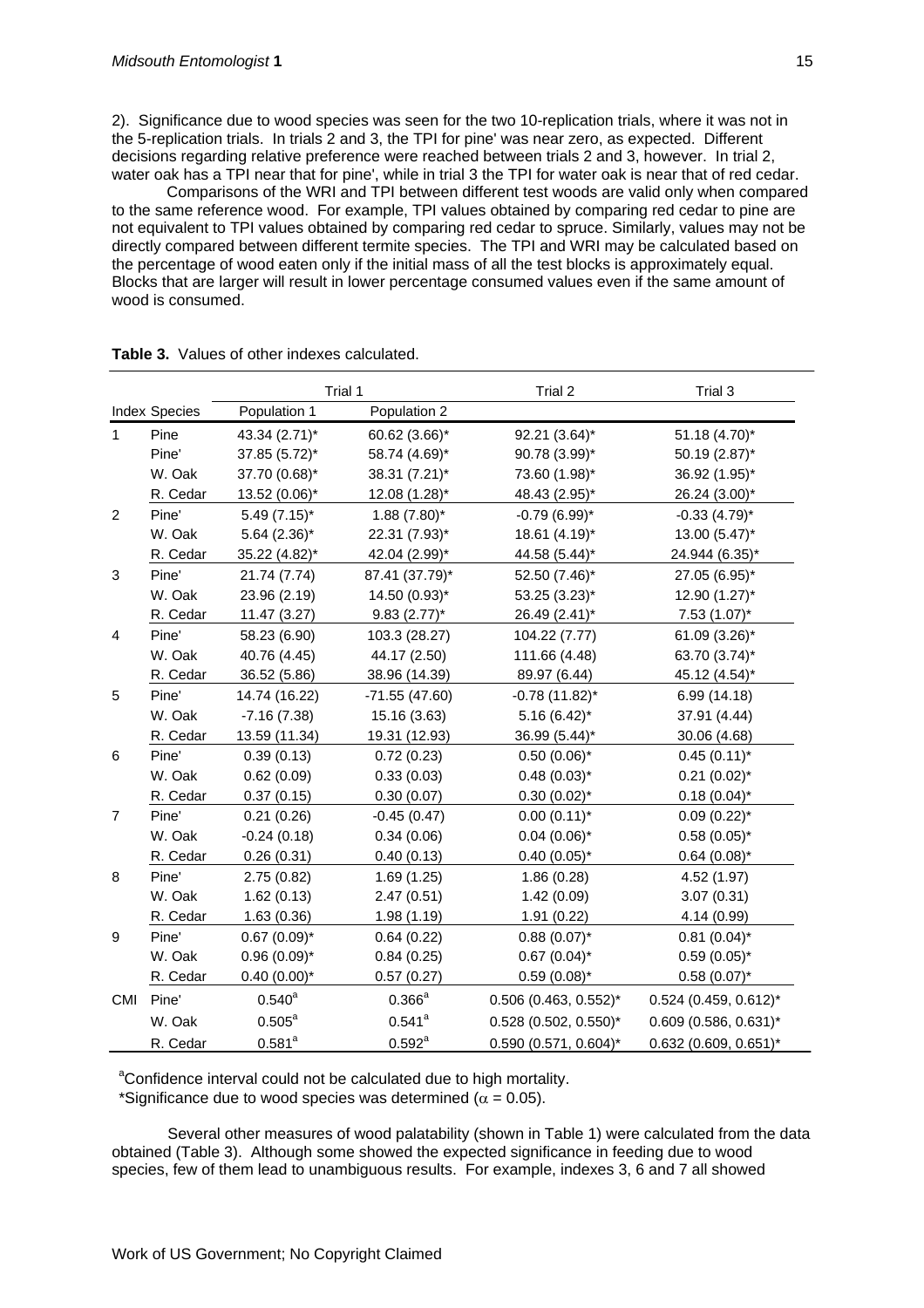2). Significance due to wood species was seen for the two 10-replication trials, where it was not in the 5-replication trials. In trials 2 and 3, the TPI for pine' was near zero, as expected. Different decisions regarding relative preference were reached between trials 2 and 3, however. In trial 2, water oak has a TPI near that for pine', while in trial 3 the TPI for water oak is near that of red cedar.

Comparisons of the WRI and TPI between different test woods are valid only when compared to the same reference wood. For example, TPI values obtained by comparing red cedar to pine are not equivalent to TPI values obtained by comparing red cedar to spruce. Similarly, values may not be directly compared between different termite species. The TPI and WRI may be calculated based on the percentage of wood eaten only if the initial mass of all the test blocks is approximately equal. Blocks that are larger will result in lower percentage consumed values even if the same amount of wood is consumed.

**Table 3.** Values of other indexes calculated.

| Index | Species | Trial 1 | | Trial 2 | Trial 3 |
|---|---|---|---|---|---|
| | | Population 1 | Population 2 | | |
| 1 | Pine | 43.34 (2.71)* | 60.62 (3.66)* | 92.21 (3.64)* | 51.18 (4.70)* |
| | Pine' | 37.85 (5.72)* | 58.74 (4.69)* | 90.78 (3.99)* | 50.19 (2.87)* |
| | W. Oak | 37.70 (0.68)* | 38.31 (7.21)* | 73.60 (1.98)* | 36.92 (1.95)* |
| | R. Cedar | 13.52 (0.06)* | 12.08 (1.28)* | 48.43 (2.95)* | 26.24 (3.00)* |
| 2 | Pine' | 5.49 (7.15)* | 1.88 (7.80)* | -0.79 (6.99)* | -0.33 (4.79)* |
| | W. Oak | 5.64 (2.36)* | 22.31 (7.93)* | 18.61 (4.19)* | 13.00 (5.47)* |
| | R. Cedar | 35.22 (4.82)* | 42.04 (2.99)* | 44.58 (5.44)* | 24.944 (6.35)* |
| 3 | Pine' | 21.74 (7.74) | 87.41 (37.79)* | 52.50 (7.46)* | 27.05 (6.95)* |
| | W. Oak | 23.96 (2.19) | 14.50 (0.93)* | 53.25 (3.23)* | 12.90 (1.27)* |
| | R. Cedar | 11.47 (3.27) | 9.83 (2.77)* | 26.49 (2.41)* | 7.53 (1.07)* |
| 4 | Pine' | 58.23 (6.90) | 103.3 (28.27) | 104.22 (7.77) | 61.09 (3.26)* |
| | W. Oak | 40.76 (4.45) | 44.17 (2.50) | 111.66 (4.48) | 63.70 (3.74)* |
| | R. Cedar | 36.52 (5.86) | 38.96 (14.39) | 89.97 (6.44) | 45.12 (4.54)* |
| 5 | Pine' | 14.74 (16.22) | -71.55 (47.60) | -0.78 (11.82)* | 6.99 (14.18) |
| | W. Oak | -7.16 (7.38) | 15.16 (3.63) | 5.16 (6.42)* | 37.91 (4.44) |
| | R. Cedar | 13.59 (11.34) | 19.31 (12.93) | 36.99 (5.44)* | 30.06 (4.68) |
| 6 | Pine' | 0.39 (0.13) | 0.72 (0.23) | 0.50 (0.06)* | 0.45 (0.11)* |
| | W. Oak | 0.62 (0.09) | 0.33 (0.03) | 0.48 (0.03)* | 0.21 (0.02)* |
| | R. Cedar | 0.37 (0.15) | 0.30 (0.07) | 0.30 (0.02)* | 0.18 (0.04)* |
| 7 | Pine' | 0.21 (0.26) | -0.45 (0.47) | 0.00 (0.11)* | 0.09 (0.22)* |
| | W. Oak | -0.24 (0.18) | 0.34 (0.06) | 0.04 (0.06)* | 0.58 (0.05)* |
| | R. Cedar | 0.26 (0.31) | 0.40 (0.13) | 0.40 (0.05)* | 0.64 (0.08)* |
| 8 | Pine' | 2.75 (0.82) | 1.69 (1.25) | 1.86 (0.28) | 4.52 (1.97) |
| | W. Oak | 1.62 (0.13) | 2.47 (0.51) | 1.42 (0.09) | 3.07 (0.31) |
| | R. Cedar | 1.63 (0.36) | 1.98 (1.19) | 1.91 (0.22) | 4.14 (0.99) |
| 9 | Pine' | 0.67 (0.09)* | 0.64 (0.22) | 0.88 (0.07)* | 0.81 (0.04)* |
| | W. Oak | 0.96 (0.09)* | 0.84 (0.25) | 0.67 (0.04)* | 0.59 (0.05)* |
| | R. Cedar | 0.40 (0.00)* | 0.57 (0.27) | 0.59 (0.08)* | 0.58 (0.07)* |
| CMI | Pine' | 0.540[a] | 0.366[a] | 0.506 (0.463, 0.552)* | 0.524 (0.459, 0.612)* |
| | W. Oak | 0.505[a] | 0.541[a] | 0.528 (0.502, 0.550)* | 0.609 (0.586, 0.631)* |
| | R. Cedar | 0.581[a] | 0.592[a] | 0.590 (0.571, 0.604)* | 0.632 (0.609, 0.651)* |

[a]Confidence interval could not be calculated due to high mortality.

*Significance due to wood species was determined ($\alpha = 0.05$).

Several other measures of wood palatability (shown in Table 1) were calculated from the data obtained (Table 3). Although some showed the expected significance in feeding due to wood species, few of them lead to unambiguous results. For example, indexes 3, 6 and 7 all showed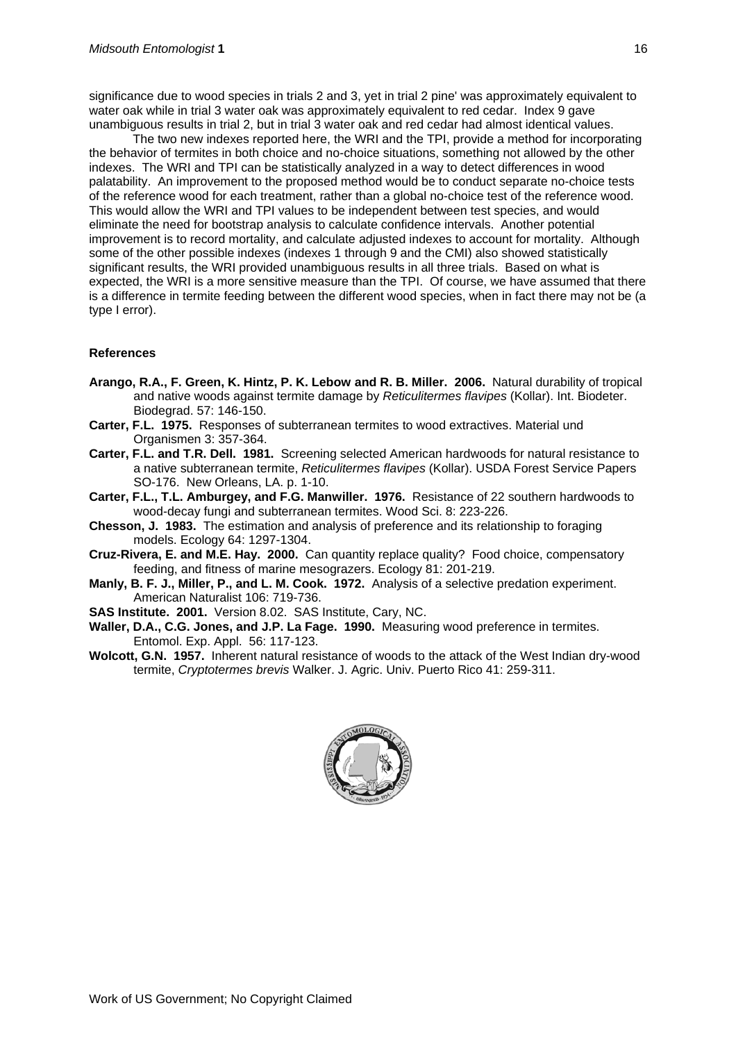significance due to wood species in trials 2 and 3, yet in trial 2 pine' was approximately equivalent to water oak while in trial 3 water oak was approximately equivalent to red cedar. Index 9 gave unambiguous results in trial 2, but in trial 3 water oak and red cedar had almost identical values.

The two new indexes reported here, the WRI and the TPI, provide a method for incorporating the behavior of termites in both choice and no-choice situations, something not allowed by the other indexes. The WRI and TPI can be statistically analyzed in a way to detect differences in wood palatability. An improvement to the proposed method would be to conduct separate no-choice tests of the reference wood for each treatment, rather than a global no-choice test of the reference wood. This would allow the WRI and TPI values to be independent between test species, and would eliminate the need for bootstrap analysis to calculate confidence intervals. Another potential improvement is to record mortality, and calculate adjusted indexes to account for mortality. Although some of the other possible indexes (indexes 1 through 9 and the CMI) also showed statistically significant results, the WRI provided unambiguous results in all three trials. Based on what is expected, the WRI is a more sensitive measure than the TPI. Of course, we have assumed that there is a difference in termite feeding between the different wood species, when in fact there may not be (a type I error).

## References

**Arango, R.A., F. Green, K. Hintz, P. K. Lebow and R. B. Miller. 2006.** Natural durability of tropical and native woods against termite damage by *Reticulitermes flavipes* (Kollar). Int. Biodeter. Biodegrad. 57: 146-150.

**Carter, F.L. 1975.** Responses of subterranean termites to wood extractives. Material und Organismen 3: 357-364.

**Carter, F.L. and T.R. Dell. 1981.** Screening selected American hardwoods for natural resistance to a native subterranean termite, *Reticulitermes flavipes* (Kollar). USDA Forest Service Papers SO-176. New Orleans, LA. p. 1-10.

**Carter, F.L., T.L. Amburgey, and F.G. Manwiller. 1976.** Resistance of 22 southern hardwoods to wood-decay fungi and subterranean termites. Wood Sci. 8: 223-226.

**Chesson, J. 1983.** The estimation and analysis of preference and its relationship to foraging models. Ecology 64: 1297-1304.

**Cruz-Rivera, E. and M.E. Hay. 2000.** Can quantity replace quality? Food choice, compensatory feeding, and fitness of marine mesograzers. Ecology 81: 201-219.

**Manly, B. F. J., Miller, P., and L. M. Cook. 1972.** Analysis of a selective predation experiment. American Naturalist 106: 719-736.

**SAS Institute. 2001.** Version 8.02. SAS Institute, Cary, NC.

**Waller, D.A., C.G. Jones, and J.P. La Fage. 1990.** Measuring wood preference in termites. Entomol. Exp. Appl. 56: 117-123.

**Wolcott, G.N. 1957.** Inherent natural resistance of woods to the attack of the West Indian dry-wood termite, *Cryptotermes brevis* Walker. J. Agric. Univ. Puerto Rico 41: 259-311.

Work of US Government; No Copyright Claimed